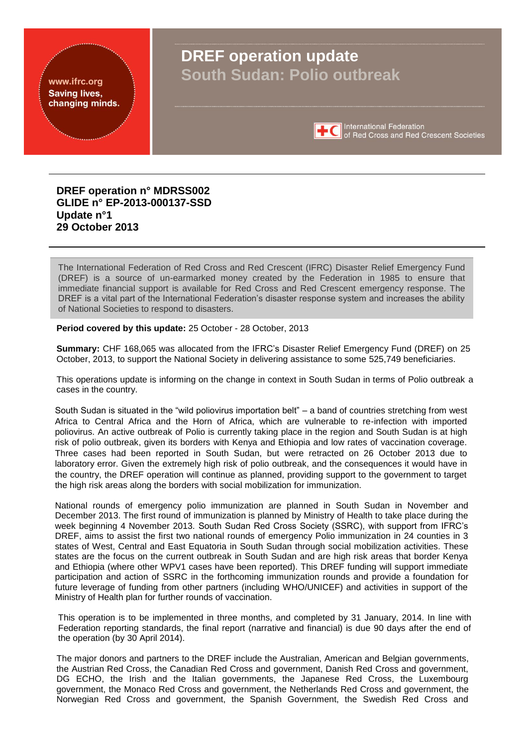www.ifrc.org
Saving lives, changing minds.

# DREF operation update
## South Sudan: Polio outbreak

International Federation of Red Cross and Red Crescent Societies

**DREF operation n° MDRSS002**
**GLIDE n° EP-2013-000137-SSD**
**Update n°1**
**29 October 2013**

The International Federation of Red Cross and Red Crescent (IFRC) Disaster Relief Emergency Fund (DREF) is a source of un-earmarked money created by the Federation in 1985 to ensure that immediate financial support is available for Red Cross and Red Crescent emergency response. The DREF is a vital part of the International Federation's disaster response system and increases the ability of National Societies to respond to disasters.

**Period covered by this update:** 25 October - 28 October, 2013

**Summary:** CHF 168,065 was allocated from the IFRC's Disaster Relief Emergency Fund (DREF) on 25 October, 2013, to support the National Society in delivering assistance to some 525,749 beneficiaries.

This operations update is informing on the change in context in South Sudan in terms of Polio outbreak a cases in the country.

South Sudan is situated in the "wild poliovirus importation belt" – a band of countries stretching from west Africa to Central Africa and the Horn of Africa, which are vulnerable to re-infection with imported poliovirus. An active outbreak of Polio is currently taking place in the region and South Sudan is at high risk of polio outbreak, given its borders with Kenya and Ethiopia and low rates of vaccination coverage. Three cases had been reported in South Sudan, but were retracted on 26 October 2013 due to laboratory error. Given the extremely high risk of polio outbreak, and the consequences it would have in the country, the DREF operation will continue as planned, providing support to the government to target the high risk areas along the borders with social mobilization for immunization.

National rounds of emergency polio immunization are planned in South Sudan in November and December 2013. The first round of immunization is planned by Ministry of Health to take place during the week beginning 4 November 2013. South Sudan Red Cross Society (SSRC), with support from IFRC's DREF, aims to assist the first two national rounds of emergency Polio immunization in 24 counties in 3 states of West, Central and East Equatoria in South Sudan through social mobilization activities. These states are the focus on the current outbreak in South Sudan and are high risk areas that border Kenya and Ethiopia (where other WPV1 cases have been reported). This DREF funding will support immediate participation and action of SSRC in the forthcoming immunization rounds and provide a foundation for future leverage of funding from other partners (including WHO/UNICEF) and activities in support of the Ministry of Health plan for further rounds of vaccination.

This operation is to be implemented in three months, and completed by 31 January, 2014. In line with Federation reporting standards, the final report (narrative and financial) is due 90 days after the end of the operation (by 30 April 2014).

The major donors and partners to the DREF include the Australian, American and Belgian governments, the Austrian Red Cross, the Canadian Red Cross and government, Danish Red Cross and government, DG ECHO, the Irish and the Italian governments, the Japanese Red Cross, the Luxembourg government, the Monaco Red Cross and government, the Netherlands Red Cross and government, the Norwegian Red Cross and government, the Spanish Government, the Swedish Red Cross and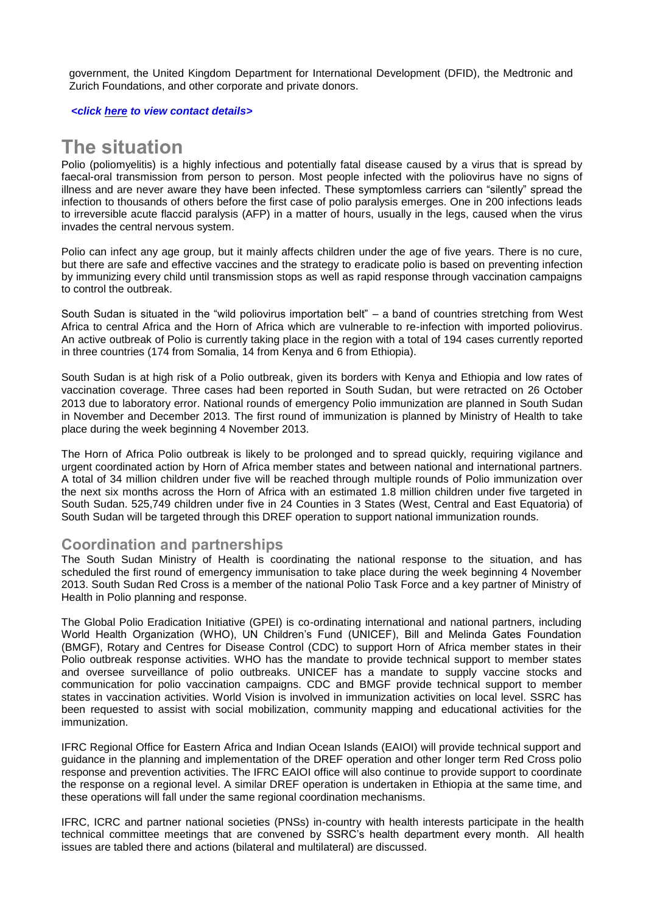government, the United Kingdom Department for International Development (DFID), the Medtronic and Zurich Foundations, and other corporate and private donors.

***<click here to view contact details>***

# The situation

Polio (poliomyelitis) is a highly infectious and potentially fatal disease caused by a virus that is spread by faecal-oral transmission from person to person. Most people infected with the poliovirus have no signs of illness and are never aware they have been infected. These symptomless carriers can "silently" spread the infection to thousands of others before the first case of polio paralysis emerges. One in 200 infections leads to irreversible acute flaccid paralysis (AFP) in a matter of hours, usually in the legs, caused when the virus invades the central nervous system.

Polio can infect any age group, but it mainly affects children under the age of five years. There is no cure, but there are safe and effective vaccines and the strategy to eradicate polio is based on preventing infection by immunizing every child until transmission stops as well as rapid response through vaccination campaigns to control the outbreak.

South Sudan is situated in the "wild poliovirus importation belt" – a band of countries stretching from West Africa to central Africa and the Horn of Africa which are vulnerable to re-infection with imported poliovirus. An active outbreak of Polio is currently taking place in the region with a total of 194 cases currently reported in three countries (174 from Somalia, 14 from Kenya and 6 from Ethiopia).

South Sudan is at high risk of a Polio outbreak, given its borders with Kenya and Ethiopia and low rates of vaccination coverage. Three cases had been reported in South Sudan, but were retracted on 26 October 2013 due to laboratory error. National rounds of emergency Polio immunization are planned in South Sudan in November and December 2013. The first round of immunization is planned by Ministry of Health to take place during the week beginning 4 November 2013.

The Horn of Africa Polio outbreak is likely to be prolonged and to spread quickly, requiring vigilance and urgent coordinated action by Horn of Africa member states and between national and international partners. A total of 34 million children under five will be reached through multiple rounds of Polio immunization over the next six months across the Horn of Africa with an estimated 1.8 million children under five targeted in South Sudan. 525,749 children under five in 24 Counties in 3 States (West, Central and East Equatoria) of South Sudan will be targeted through this DREF operation to support national immunization rounds.

## Coordination and partnerships

The South Sudan Ministry of Health is coordinating the national response to the situation, and has scheduled the first round of emergency immunisation to take place during the week beginning 4 November 2013. South Sudan Red Cross is a member of the national Polio Task Force and a key partner of Ministry of Health in Polio planning and response.

The Global Polio Eradication Initiative (GPEI) is co-ordinating international and national partners, including World Health Organization (WHO), UN Children's Fund (UNICEF), Bill and Melinda Gates Foundation (BMGF), Rotary and Centres for Disease Control (CDC) to support Horn of Africa member states in their Polio outbreak response activities. WHO has the mandate to provide technical support to member states and oversee surveillance of polio outbreaks. UNICEF has a mandate to supply vaccine stocks and communication for polio vaccination campaigns. CDC and BMGF provide technical support to member states in vaccination activities. World Vision is involved in immunization activities on local level. SSRC has been requested to assist with social mobilization, community mapping and educational activities for the immunization.

IFRC Regional Office for Eastern Africa and Indian Ocean Islands (EAIOI) will provide technical support and guidance in the planning and implementation of the DREF operation and other longer term Red Cross polio response and prevention activities. The IFRC EAIOI office will also continue to provide support to coordinate the response on a regional level. A similar DREF operation is undertaken in Ethiopia at the same time, and these operations will fall under the same regional coordination mechanisms.

IFRC, ICRC and partner national societies (PNSs) in-country with health interests participate in the health technical committee meetings that are convened by SSRC's health department every month. All health issues are tabled there and actions (bilateral and multilateral) are discussed.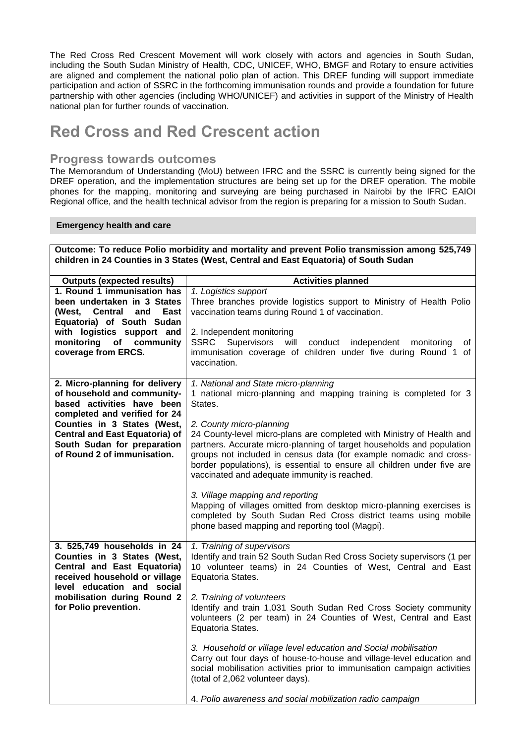The Red Cross Red Crescent Movement will work closely with actors and agencies in South Sudan, including the South Sudan Ministry of Health, CDC, UNICEF, WHO, BMGF and Rotary to ensure activities are aligned and complement the national polio plan of action. This DREF funding will support immediate participation and action of SSRC in the forthcoming immunisation rounds and provide a foundation for future partnership with other agencies (including WHO/UNICEF) and activities in support of the Ministry of Health national plan for further rounds of vaccination.

# Red Cross and Red Crescent action

## Progress towards outcomes

The Memorandum of Understanding (MoU) between IFRC and the SSRC is currently being signed for the DREF operation, and the implementation structures are being set up for the DREF operation. The mobile phones for the mapping, monitoring and surveying are being purchased in Nairobi by the IFRC EAIOI Regional office, and the health technical advisor from the region is preparing for a mission to South Sudan.

### Emergency health and care

**Outcome: To reduce Polio morbidity and mortality and prevent Polio transmission among 525,749 children in 24 Counties in 3 States (West, Central and East Equatoria) of South Sudan**

| Outputs (expected results) | Activities planned |
| --- | --- |
| **1. Round 1 immunisation has been undertaken in 3 States (West, Central and East Equatoria) of South Sudan with logistics support and monitoring of community coverage from ERCS.** | *1. Logistics support*<br>Three branches provide logistics support to Ministry of Health Polio vaccination teams during Round 1 of vaccination.<br><br>2. Independent monitoring<br>SSRC Supervisors will conduct independent monitoring of immunisation coverage of children under five during Round 1 of vaccination. |
| **2. Micro-planning for delivery of household and community-based activities have been completed and verified for 24 Counties in 3 States (West, Central and East Equatoria) of South Sudan for preparation of Round 2 of immunisation.** | *1. National and State micro-planning*<br>1 national micro-planning and mapping training is completed for 3 States.<br><br>*2. County micro-planning*<br>24 County-level micro-plans are completed with Ministry of Health and partners. Accurate micro-planning of target households and population groups not included in census data (for example nomadic and cross-border populations), is essential to ensure all children under five are vaccinated and adequate immunity is reached.<br><br>*3. Village mapping and reporting*<br>Mapping of villages omitted from desktop micro-planning exercises is completed by South Sudan Red Cross district teams using mobile phone based mapping and reporting tool (Magpi). |
| **3. 525,749 households in 24 Counties in 3 States (West, Central and East Equatoria) received household or village level education and social mobilisation during Round 2 for Polio prevention.** | *1. Training of supervisors*<br>Identify and train 52 South Sudan Red Cross Society supervisors (1 per 10 volunteer teams) in 24 Counties of West, Central and East Equatoria States.<br><br>*2. Training of volunteers*<br>Identify and train 1,031 South Sudan Red Cross Society community volunteers (2 per team) in 24 Counties of West, Central and East Equatoria States.<br><br>*3. Household or village level education and Social mobilisation*<br>Carry out four days of house-to-house and village-level education and social mobilisation activities prior to immunisation campaign activities (total of 2,062 volunteer days).<br><br>4. *Polio awareness and social mobilization radio campaign* |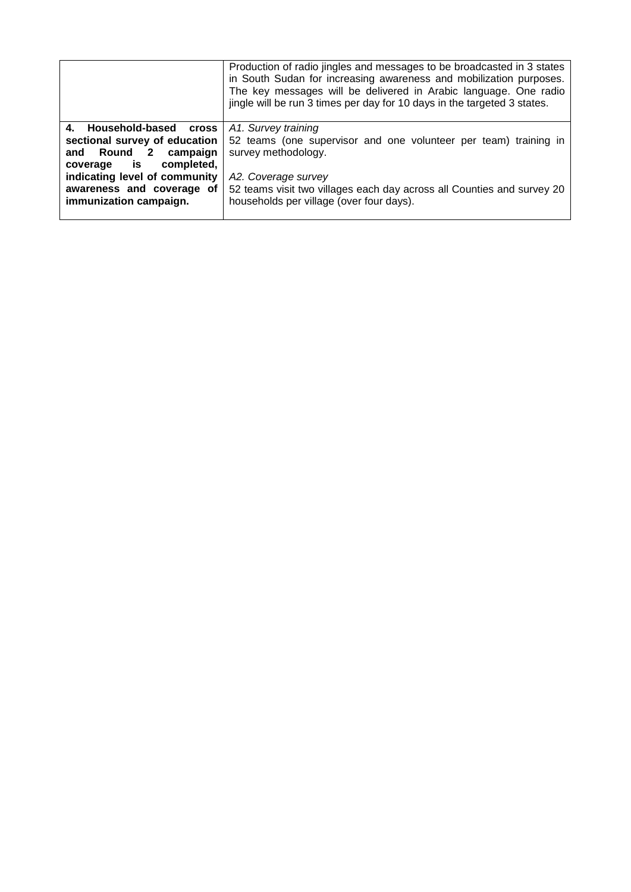| | |
|---|---|
| | Production of radio jingles and messages to be broadcasted in 3 states in South Sudan for increasing awareness and mobilization purposes. The key messages will be delivered in Arabic language. One radio jingle will be run 3 times per day for 10 days in the targeted 3 states. |
| **4. Household-based cross sectional survey of education and Round 2 campaign coverage is completed, indicating level of community awareness and coverage of immunization campaign.** | *A1. Survey training*<br>52 teams (one supervisor and one volunteer per team) training in survey methodology.<br><br>*A2. Coverage survey*<br>52 teams visit two villages each day across all Counties and survey 20 households per village (over four days). |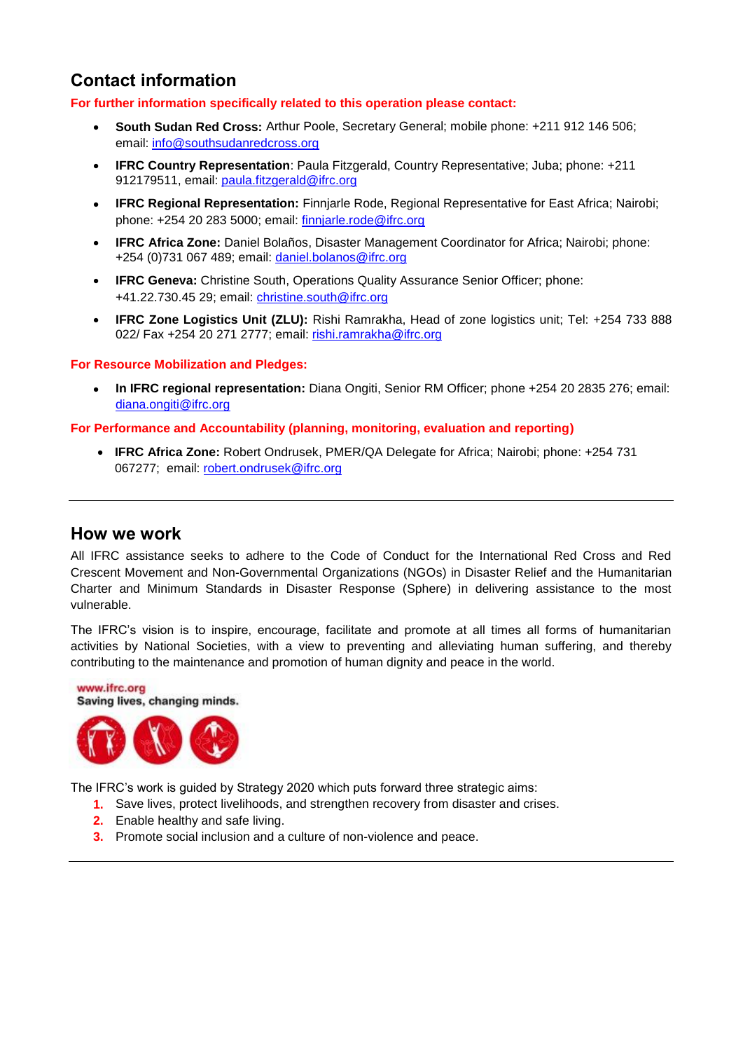## Contact information

**For further information specifically related to this operation please contact:**

- **South Sudan Red Cross:** Arthur Poole, Secretary General; mobile phone: +211 912 146 506; email: info@southsudanredcross.org
- **IFRC Country Representation**: Paula Fitzgerald, Country Representative; Juba; phone: +211 912179511, email: paula.fitzgerald@ifrc.org
- **IFRC Regional Representation:** Finnjarle Rode, Regional Representative for East Africa; Nairobi; phone: +254 20 283 5000; email: finnjarle.rode@ifrc.org
- **IFRC Africa Zone:** Daniel Bolaños, Disaster Management Coordinator for Africa; Nairobi; phone: +254 (0)731 067 489; email: daniel.bolanos@ifrc.org
- **IFRC Geneva:** Christine South, Operations Quality Assurance Senior Officer; phone: +41.22.730.45 29; email: christine.south@ifrc.org
- **IFRC Zone Logistics Unit (ZLU):** Rishi Ramrakha, Head of zone logistics unit; Tel: +254 733 888 022/ Fax +254 20 271 2777; email: rishi.ramrakha@ifrc.org

**For Resource Mobilization and Pledges:**

- **In IFRC regional representation:** Diana Ongiti, Senior RM Officer; phone +254 20 2835 276; email: diana.ongiti@ifrc.org

**For Performance and Accountability (planning, monitoring, evaluation and reporting)**

- **IFRC Africa Zone:** Robert Ondrusek, PMER/QA Delegate for Africa; Nairobi; phone: +254 731 067277; email: robert.ondrusek@ifrc.org

---

## How we work

All IFRC assistance seeks to adhere to the Code of Conduct for the International Red Cross and Red Crescent Movement and Non-Governmental Organizations (NGOs) in Disaster Relief and the Humanitarian Charter and Minimum Standards in Disaster Response (Sphere) in delivering assistance to the most vulnerable.

The IFRC's vision is to inspire, encourage, facilitate and promote at all times all forms of humanitarian activities by National Societies, with a view to preventing and alleviating human suffering, and thereby contributing to the maintenance and promotion of human dignity and peace in the world.

www.ifrc.org
Saving lives, changing minds.

The IFRC's work is guided by Strategy 2020 which puts forward three strategic aims:

1. Save lives, protect livelihoods, and strengthen recovery from disaster and crises.
2. Enable healthy and safe living.
3. Promote social inclusion and a culture of non-violence and peace.